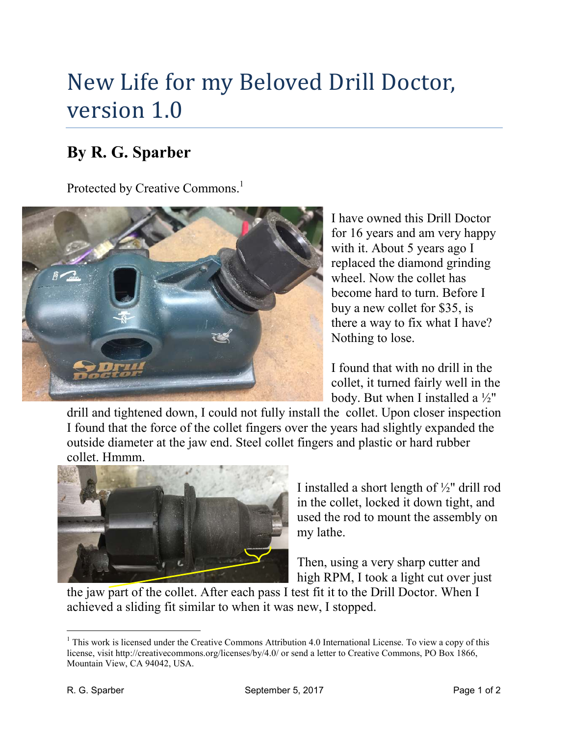# New Life for my Beloved Drill Doctor, version 1.0

## By R. G. Sparber

Protected by Creative Commons.[1]

I have owned this Drill Doctor for 16 years and am very happy with it. About 5 years ago I replaced the diamond grinding wheel. Now the collet has become hard to turn. Before I buy a new collet for $35, is there a way to fix what I have? Nothing to lose.

I found that with no drill in the collet, it turned fairly well in the body. But when I installed a ½" drill and tightened down, I could not fully install the collet. Upon closer inspection I found that the force of the collet fingers over the years had slightly expanded the outside diameter at the jaw end. Steel collet fingers and plastic or hard rubber collet. Hmmm.

I installed a short length of ½" drill rod in the collet, locked it down tight, and used the rod to mount the assembly on my lathe.

Then, using a very sharp cutter and high RPM, I took a light cut over just the jaw part of the collet. After each pass I test fit it to the Drill Doctor. When I achieved a sliding fit similar to when it was new, I stopped.

---

[1] This work is licensed under the Creative Commons Attribution 4.0 International License. To view a copy of this license, visit http://creativecommons.org/licenses/by/4.0/ or send a letter to Creative Commons, PO Box 1866, Mountain View, CA 94042, USA.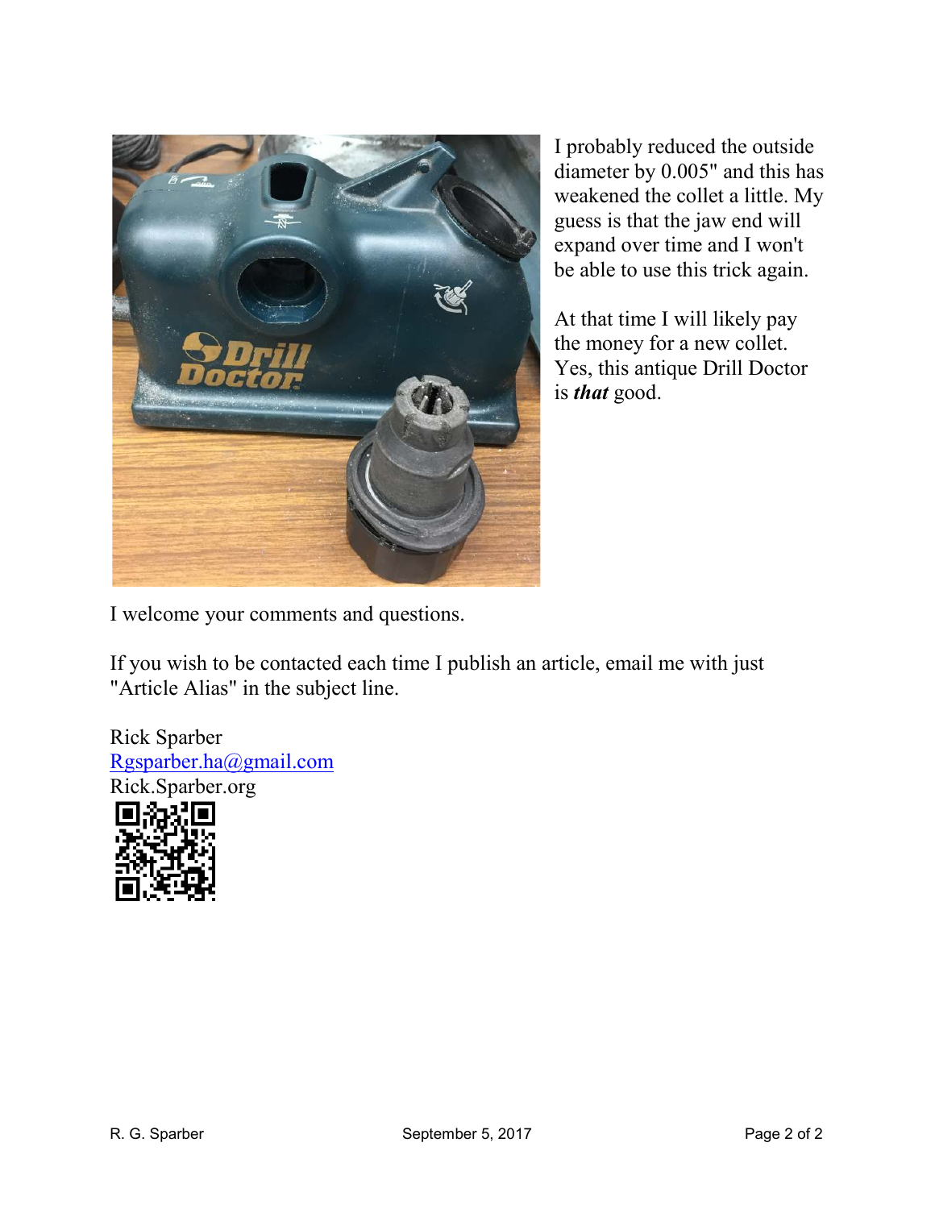I probably reduced the outside diameter by 0.005" and this has weakened the collet a little. My guess is that the jaw end will expand over time and I won't be able to use this trick again.

At that time I will likely pay the money for a new collet. Yes, this antique Drill Doctor is ***that*** good.

I welcome your comments and questions.

If you wish to be contacted each time I publish an article, email me with just "Article Alias" in the subject line.

Rick Sparber  
Rgsparber.ha@gmail.com  
Rick.Sparber.org